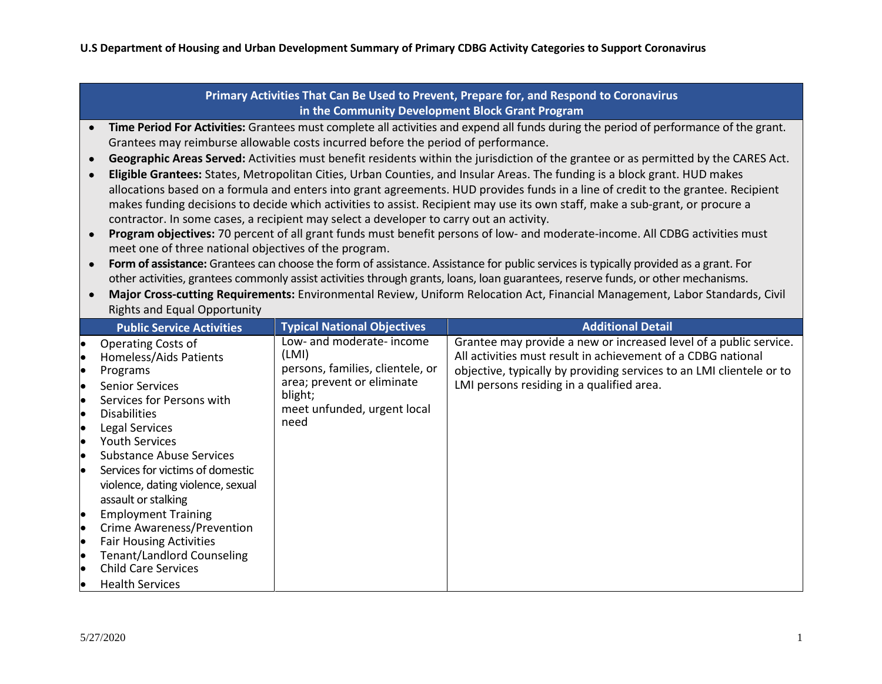# U.S Department of Housing and Urban Development Summary of Primary CDBG Activity Categories to Support Coronavirus

## Primary Activities That Can Be Used to Prevent, Prepare for, and Respond to Coronavirus in the Community Development Block Grant Program

- **Time Period For Activities:** Grantees must complete all activities and expend all funds during the period of performance of the grant. Grantees may reimburse allowable costs incurred before the period of performance.
- **Geographic Areas Served:** Activities must benefit residents within the jurisdiction of the grantee or as permitted by the CARES Act.
- **Eligible Grantees:** States, Metropolitan Cities, Urban Counties, and Insular Areas. The funding is a block grant. HUD makes allocations based on a formula and enters into grant agreements. HUD provides funds in a line of credit to the grantee. Recipient makes funding decisions to decide which activities to assist. Recipient may use its own staff, make a sub-grant, or procure a contractor. In some cases, a recipient may select a developer to carry out an activity.
- **Program objectives:** 70 percent of all grant funds must benefit persons of low- and moderate-income. All CDBG activities must meet one of three national objectives of the program.
- **Form of assistance:** Grantees can choose the form of assistance. Assistance for public services is typically provided as a grant. For other activities, grantees commonly assist activities through grants, loans, loan guarantees, reserve funds, or other mechanisms.
- **Major Cross-cutting Requirements:** Environmental Review, Uniform Relocation Act, Financial Management, Labor Standards, Civil Rights and Equal Opportunity

| Public Service Activities | Typical National Objectives | Additional Detail |
| --- | --- | --- |
| • Operating Costs of Homeless/Aids Patients Programs<br>• Senior Services<br>• Services for Persons with Disabilities<br>• Legal Services<br>• Youth Services<br>• Substance Abuse Services<br>• Services for victims of domestic violence, dating violence, sexual assault or stalking<br>• Employment Training<br>• Crime Awareness/Prevention<br>• Fair Housing Activities<br>• Tenant/Landlord Counseling<br>• Child Care Services<br>• Health Services | Low- and moderate- income (LMI) persons, families, clientele, or area; prevent or eliminate blight; meet unfunded, urgent local need | Grantee may provide a new or increased level of a public service. All activities must result in achievement of a CDBG national objective, typically by providing services to an LMI clientele or to LMI persons residing in a qualified area. |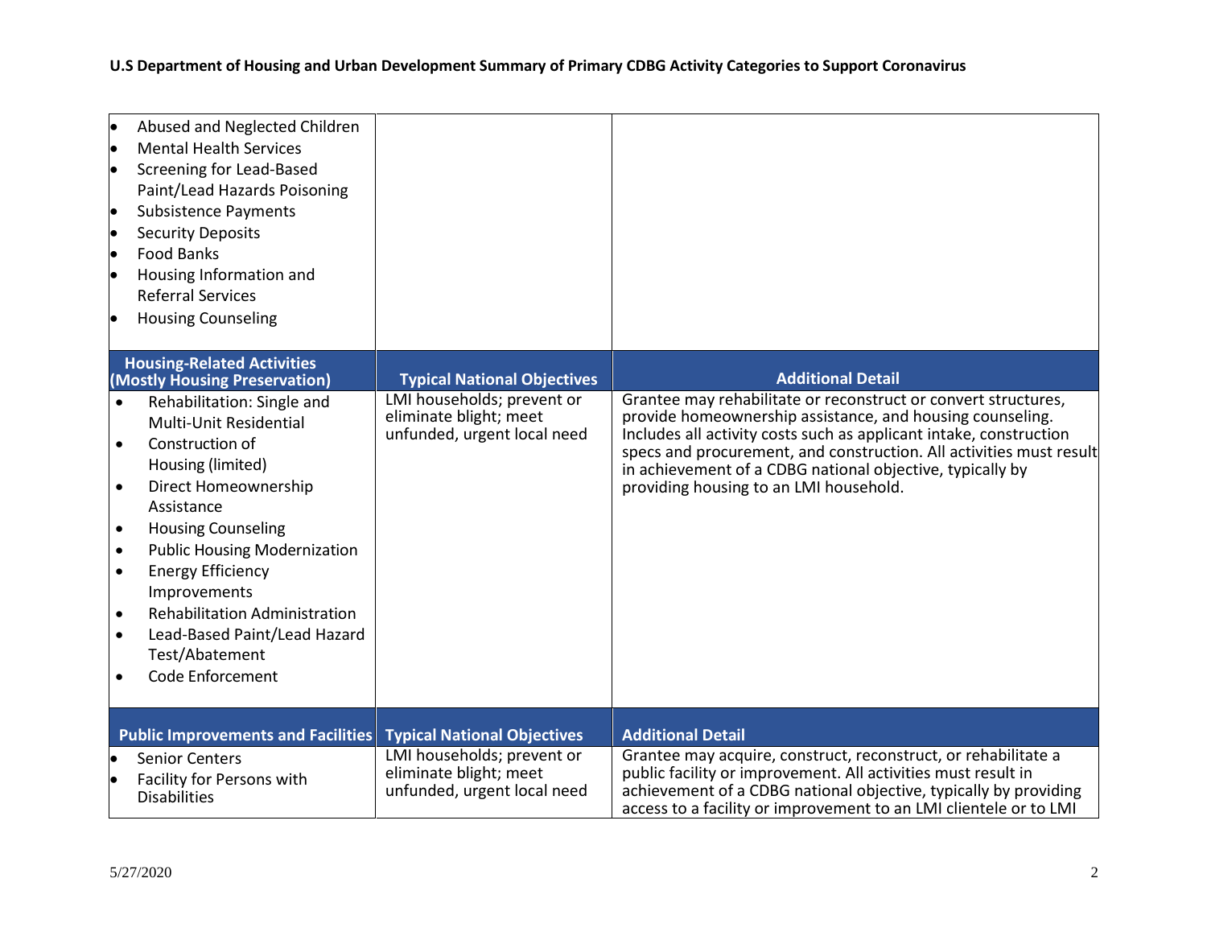# U.S Department of Housing and Urban Development Summary of Primary CDBG Activity Categories to Support Coronavirus

| | | |
|---|---|---|
| • Abused and Neglected Children<br>• Mental Health Services<br>• Screening for Lead-Based Paint/Lead Hazards Poisoning<br>• Subsistence Payments<br>• Security Deposits<br>• Food Banks<br>• Housing Information and Referral Services<br>• Housing Counseling | | |
| **Housing-Related Activities (Mostly Housing Preservation)** | **Typical National Objectives** | **Additional Detail** |
| • Rehabilitation: Single and Multi-Unit Residential<br>• Construction of Housing (limited)<br>• Direct Homeownership Assistance<br>• Housing Counseling<br>• Public Housing Modernization<br>• Energy Efficiency Improvements<br>• Rehabilitation Administration<br>• Lead-Based Paint/Lead Hazard Test/Abatement<br>• Code Enforcement | LMI households; prevent or eliminate blight; meet unfunded, urgent local need | Grantee may rehabilitate or reconstruct or convert structures, provide homeownership assistance, and housing counseling. Includes all activity costs such as applicant intake, construction specs and procurement, and construction. All activities must result in achievement of a CDBG national objective, typically by providing housing to an LMI household. |
| **Public Improvements and Facilities** | **Typical National Objectives** | **Additional Detail** |
| • Senior Centers<br>• Facility for Persons with Disabilities | LMI households; prevent or eliminate blight; meet unfunded, urgent local need | Grantee may acquire, construct, reconstruct, or rehabilitate a public facility or improvement. All activities must result in achievement of a CDBG national objective, typically by providing access to a facility or improvement to an LMI clientele or to LMI |

5/27/2020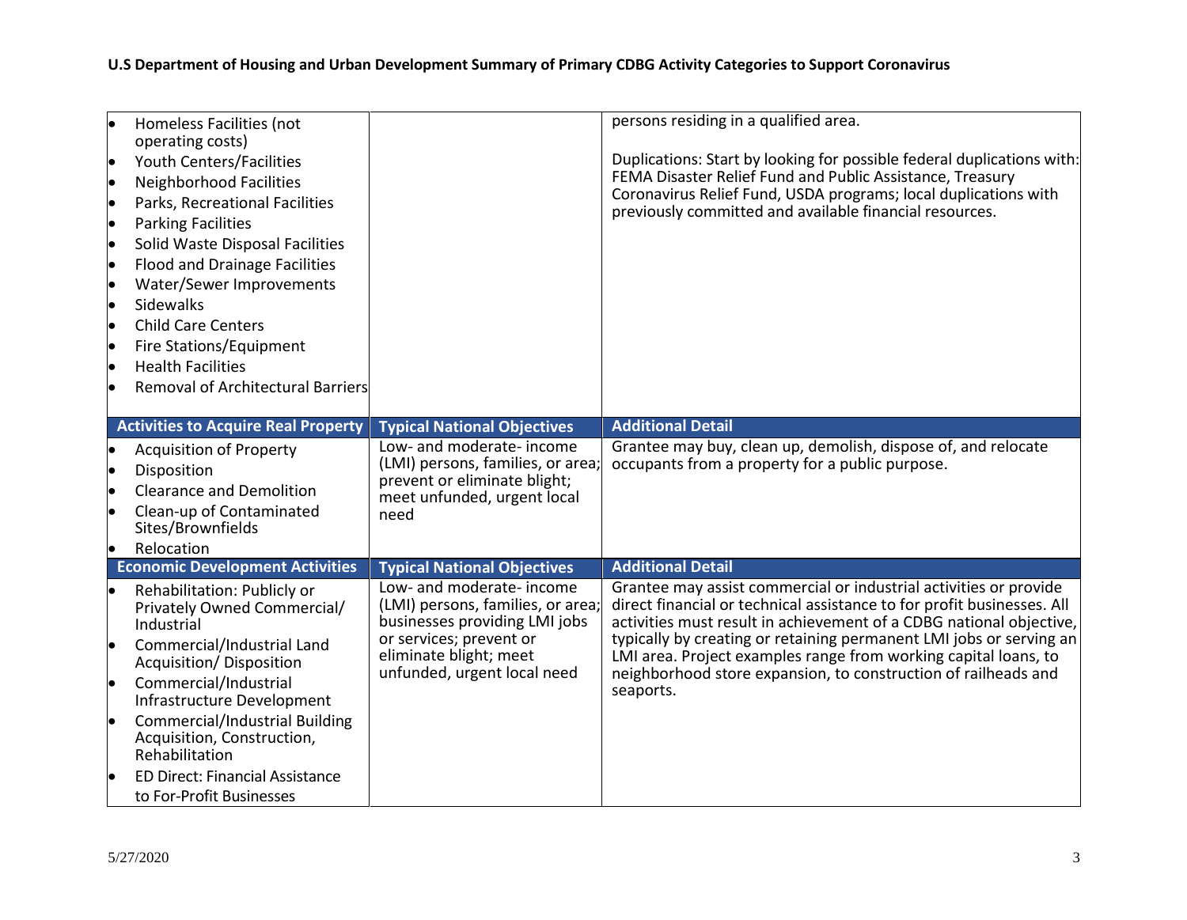| | | |
|---|---|---|
| • Homeless Facilities (not operating costs)<br>• Youth Centers/Facilities<br>• Neighborhood Facilities<br>• Parks, Recreational Facilities<br>• Parking Facilities<br>• Solid Waste Disposal Facilities<br>• Flood and Drainage Facilities<br>• Water/Sewer Improvements<br>• Sidewalks<br>• Child Care Centers<br>• Fire Stations/Equipment<br>• Health Facilities<br>• Removal of Architectural Barriers | | persons residing in a qualified area.<br><br>Duplications: Start by looking for possible federal duplications with: FEMA Disaster Relief Fund and Public Assistance, Treasury Coronavirus Relief Fund, USDA programs; local duplications with previously committed and available financial resources. |
| **Activities to Acquire Real Property** | **Typical National Objectives** | **Additional Detail** |
| • Acquisition of Property<br>• Disposition<br>• Clearance and Demolition<br>• Clean-up of Contaminated Sites/Brownfields<br>• Relocation | Low- and moderate- income (LMI) persons, families, or area; prevent or eliminate blight; meet unfunded, urgent local need | Grantee may buy, clean up, demolish, dispose of, and relocate occupants from a property for a public purpose. |
| **Economic Development Activities** | **Typical National Objectives** | **Additional Detail** |
| • Rehabilitation: Publicly or Privately Owned Commercial/ Industrial<br>• Commercial/Industrial Land Acquisition/ Disposition<br>• Commercial/Industrial Infrastructure Development<br>• Commercial/Industrial Building Acquisition, Construction, Rehabilitation<br>• ED Direct: Financial Assistance to For-Profit Businesses | Low- and moderate- income (LMI) persons, families, or area; businesses providing LMI jobs or services; prevent or eliminate blight; meet unfunded, urgent local need | Grantee may assist commercial or industrial activities or provide direct financial or technical assistance to for profit businesses. All activities must result in achievement of a CDBG national objective, typically by creating or retaining permanent LMI jobs or serving an LMI area. Project examples range from working capital loans, to neighborhood store expansion, to construction of railheads and seaports. |

5/27/2020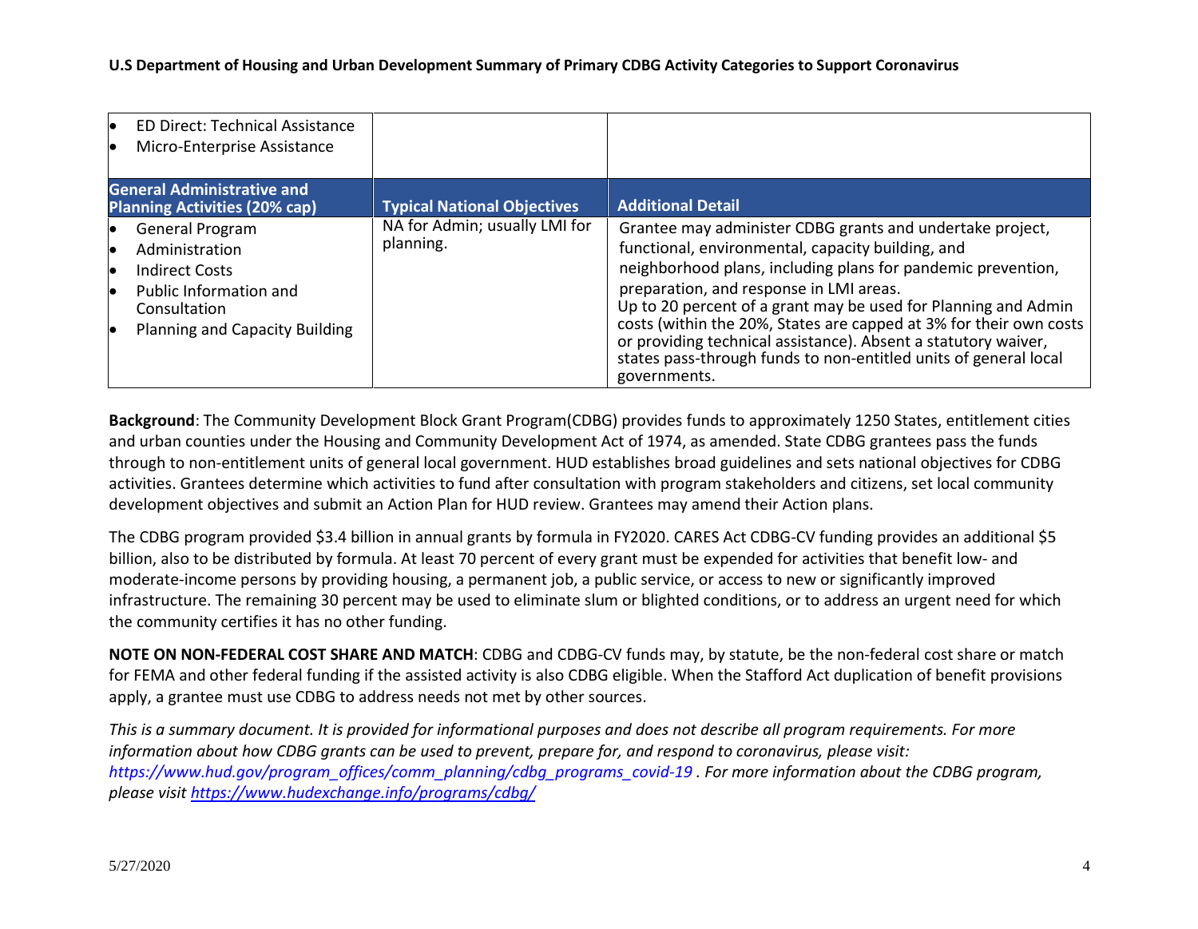| | | |
|---|---|---|
| • ED Direct: Technical Assistance<br>• Micro-Enterprise Assistance | | |
| **General Administrative and Planning Activities (20% cap)** | **Typical National Objectives** | **Additional Detail** |
| • General Program<br>• Administration<br>• Indirect Costs<br>• Public Information and Consultation<br>• Planning and Capacity Building | NA for Admin; usually LMI for planning. | Grantee may administer CDBG grants and undertake project, functional, environmental, capacity building, and neighborhood plans, including plans for pandemic prevention, preparation, and response in LMI areas.<br>Up to 20 percent of a grant may be used for Planning and Admin costs (within the 20%, States are capped at 3% for their own costs or providing technical assistance). Absent a statutory waiver, states pass-through funds to non-entitled units of general local governments. |

**Background**: The Community Development Block Grant Program(CDBG) provides funds to approximately 1250 States, entitlement cities and urban counties under the Housing and Community Development Act of 1974, as amended. State CDBG grantees pass the funds through to non-entitlement units of general local government. HUD establishes broad guidelines and sets national objectives for CDBG activities. Grantees determine which activities to fund after consultation with program stakeholders and citizens, set local community development objectives and submit an Action Plan for HUD review. Grantees may amend their Action plans.

The CDBG program provided $3.4 billion in annual grants by formula in FY2020. CARES Act CDBG-CV funding provides an additional $5 billion, also to be distributed by formula. At least 70 percent of every grant must be expended for activities that benefit low- and moderate-income persons by providing housing, a permanent job, a public service, or access to new or significantly improved infrastructure. The remaining 30 percent may be used to eliminate slum or blighted conditions, or to address an urgent need for which the community certifies it has no other funding.

**NOTE ON NON-FEDERAL COST SHARE AND MATCH**: CDBG and CDBG-CV funds may, by statute, be the non-federal cost share or match for FEMA and other federal funding if the assisted activity is also CDBG eligible. When the Stafford Act duplication of benefit provisions apply, a grantee must use CDBG to address needs not met by other sources.

*This is a summary document. It is provided for informational purposes and does not describe all program requirements. For more information about how CDBG grants can be used to prevent, prepare for, and respond to coronavirus, please visit: https://www.hud.gov/program_offices/comm_planning/cdbg_programs_covid-19 . For more information about the CDBG program, please visit https://www.hudexchange.info/programs/cdbg/*

5/27/2020